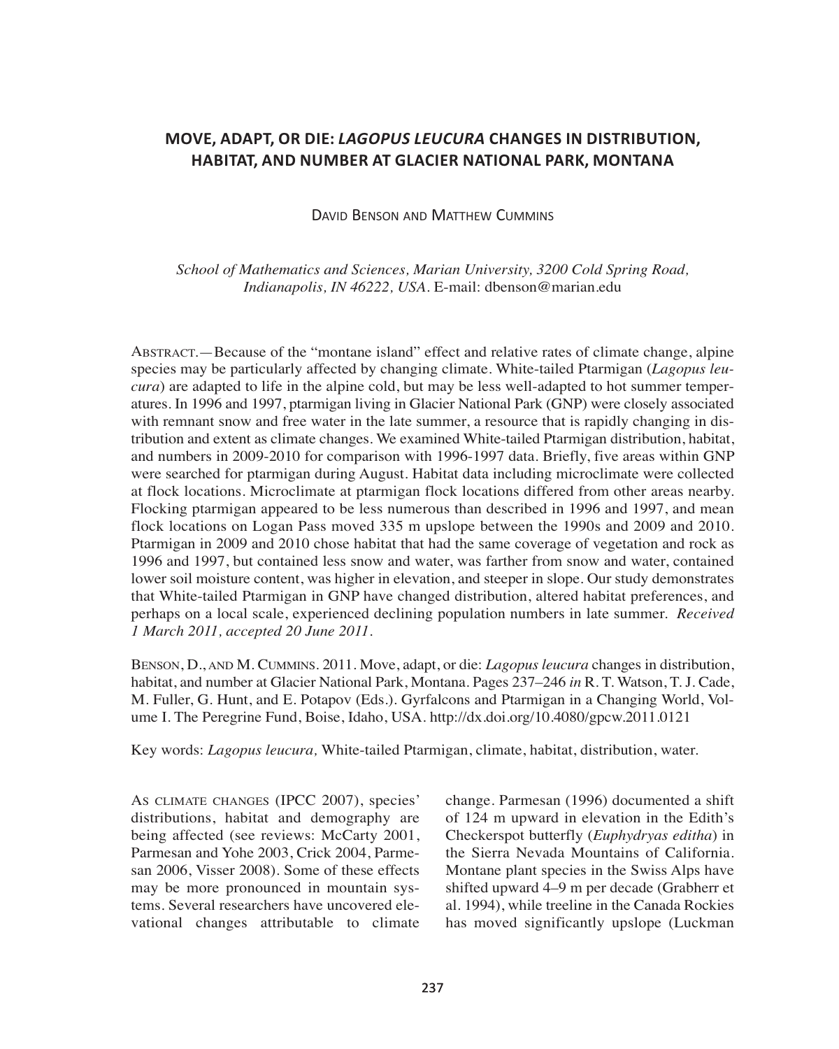# MOVE, ADAPT, OR DIE: *LAGOPUS LEUCURA* CHANGES IN DISTRIBUTION, HABITAT, AND NUMBER AT GLACIER NATIONAL PARK, MONTANA

David Benson and Matthew Cummins

*School of Mathematics and Sciences, Marian University, 3200 Cold Spring Road, Indianapolis, IN 46222, USA.* E-mail: dbenson@marian.edu

Abstract.—Because of the "montane island" effect and relative rates of climate change, alpine species may be particularly affected by changing climate. White-tailed Ptarmigan (*Lagopus leucura*) are adapted to life in the alpine cold, but may be less well-adapted to hot summer temperatures. In 1996 and 1997, ptarmigan living in Glacier National Park (GNP) were closely associated with remnant snow and free water in the late summer, a resource that is rapidly changing in distribution and extent as climate changes. We examined White-tailed Ptarmigan distribution, habitat, and numbers in 2009-2010 for comparison with 1996-1997 data. Briefly, five areas within GNP were searched for ptarmigan during August. Habitat data including microclimate were collected at flock locations. Microclimate at ptarmigan flock locations differed from other areas nearby. Flocking ptarmigan appeared to be less numerous than described in 1996 and 1997, and mean flock locations on Logan Pass moved 335 m upslope between the 1990s and 2009 and 2010. Ptarmigan in 2009 and 2010 chose habitat that had the same coverage of vegetation and rock as 1996 and 1997, but contained less snow and water, was farther from snow and water, contained lower soil moisture content, was higher in elevation, and steeper in slope. Our study demonstrates that White-tailed Ptarmigan in GNP have changed distribution, altered habitat preferences, and perhaps on a local scale, experienced declining population numbers in late summer. *Received 1 March 2011, accepted 20 June 2011.*

Benson, D., and M. Cummins. 2011. Move, adapt, or die: *Lagopus leucura* changes in distribution, habitat, and number at Glacier National Park, Montana. Pages 237–246 *in* R. T. Watson, T. J. Cade, M. Fuller, G. Hunt, and E. Potapov (Eds.). Gyrfalcons and Ptarmigan in a Changing World, Volume I. The Peregrine Fund, Boise, Idaho, USA. http://dx.doi.org/10.4080/gpcw.2011.0121

Key words: *Lagopus leucura,* White-tailed Ptarmigan, climate, habitat, distribution, water.

As climate changes (IPCC 2007), species' distributions, habitat and demography are being affected (see reviews: McCarty 2001, Parmesan and Yohe 2003, Crick 2004, Parmesan 2006, Visser 2008). Some of these effects may be more pronounced in mountain systems. Several researchers have uncovered elevational changes attributable to climate change. Parmesan (1996) documented a shift of 124 m upward in elevation in the Edith's Checkerspot butterfly (*Euphydryas editha*) in the Sierra Nevada Mountains of California. Montane plant species in the Swiss Alps have shifted upward 4–9 m per decade (Grabherr et al. 1994), while treeline in the Canada Rockies has moved significantly upslope (Luckman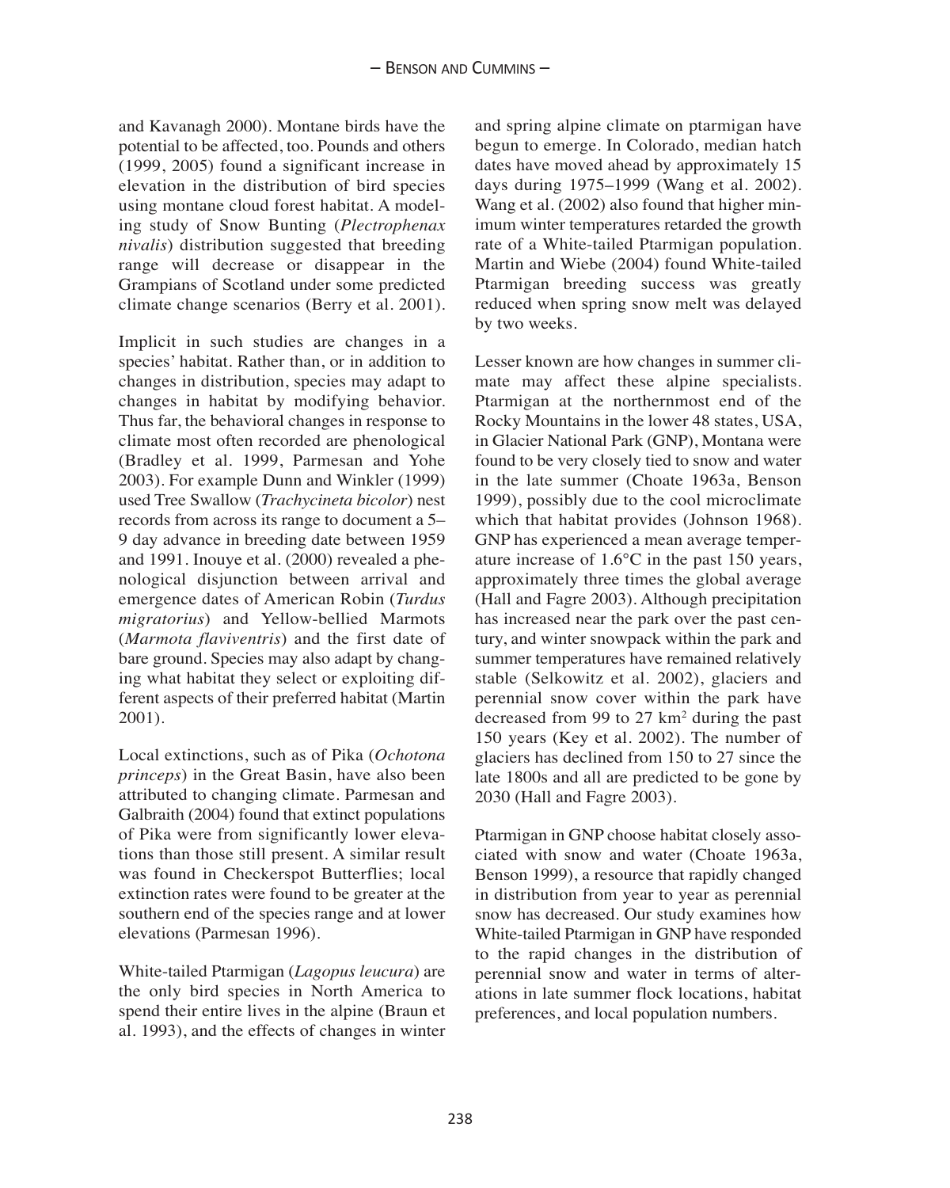and Kavanagh 2000). Montane birds have the potential to be affected, too. Pounds and others (1999, 2005) found a significant increase in elevation in the distribution of bird species using montane cloud forest habitat. A modeling study of Snow Bunting (*Plectrophenax nivalis*) distribution suggested that breeding range will decrease or disappear in the Grampians of Scotland under some predicted climate change scenarios (Berry et al. 2001).

Implicit in such studies are changes in a species' habitat. Rather than, or in addition to changes in distribution, species may adapt to changes in habitat by modifying behavior. Thus far, the behavioral changes in response to climate most often recorded are phenological (Bradley et al. 1999, Parmesan and Yohe 2003). For example Dunn and Winkler (1999) used Tree Swallow (*Trachycineta bicolor*) nest records from across its range to document a 5–9 day advance in breeding date between 1959 and 1991. Inouye et al. (2000) revealed a phenological disjunction between arrival and emergence dates of American Robin (*Turdus migratorius*) and Yellow-bellied Marmots (*Marmota flaviventris*) and the first date of bare ground. Species may also adapt by changing what habitat they select or exploiting different aspects of their preferred habitat (Martin 2001).

Local extinctions, such as of Pika (*Ochotona princeps*) in the Great Basin, have also been attributed to changing climate. Parmesan and Galbraith (2004) found that extinct populations of Pika were from significantly lower elevations than those still present. A similar result was found in Checkerspot Butterflies; local extinction rates were found to be greater at the southern end of the species range and at lower elevations (Parmesan 1996).

White-tailed Ptarmigan (*Lagopus leucura*) are the only bird species in North America to spend their entire lives in the alpine (Braun et al. 1993), and the effects of changes in winter and spring alpine climate on ptarmigan have begun to emerge. In Colorado, median hatch dates have moved ahead by approximately 15 days during 1975–1999 (Wang et al. 2002). Wang et al. (2002) also found that higher minimum winter temperatures retarded the growth rate of a White-tailed Ptarmigan population. Martin and Wiebe (2004) found White-tailed Ptarmigan breeding success was greatly reduced when spring snow melt was delayed by two weeks.

Lesser known are how changes in summer climate may affect these alpine specialists. Ptarmigan at the northernmost end of the Rocky Mountains in the lower 48 states, USA, in Glacier National Park (GNP), Montana were found to be very closely tied to snow and water in the late summer (Choate 1963a, Benson 1999), possibly due to the cool microclimate which that habitat provides (Johnson 1968). GNP has experienced a mean average temperature increase of 1.6°C in the past 150 years, approximately three times the global average (Hall and Fagre 2003). Although precipitation has increased near the park over the past century, and winter snowpack within the park and summer temperatures have remained relatively stable (Selkowitz et al. 2002), glaciers and perennial snow cover within the park have decreased from 99 to 27 km$^2$ during the past 150 years (Key et al. 2002). The number of glaciers has declined from 150 to 27 since the late 1800s and all are predicted to be gone by 2030 (Hall and Fagre 2003).

Ptarmigan in GNP choose habitat closely associated with snow and water (Choate 1963a, Benson 1999), a resource that rapidly changed in distribution from year to year as perennial snow has decreased. Our study examines how White-tailed Ptarmigan in GNP have responded to the rapid changes in the distribution of perennial snow and water in terms of alterations in late summer flock locations, habitat preferences, and local population numbers.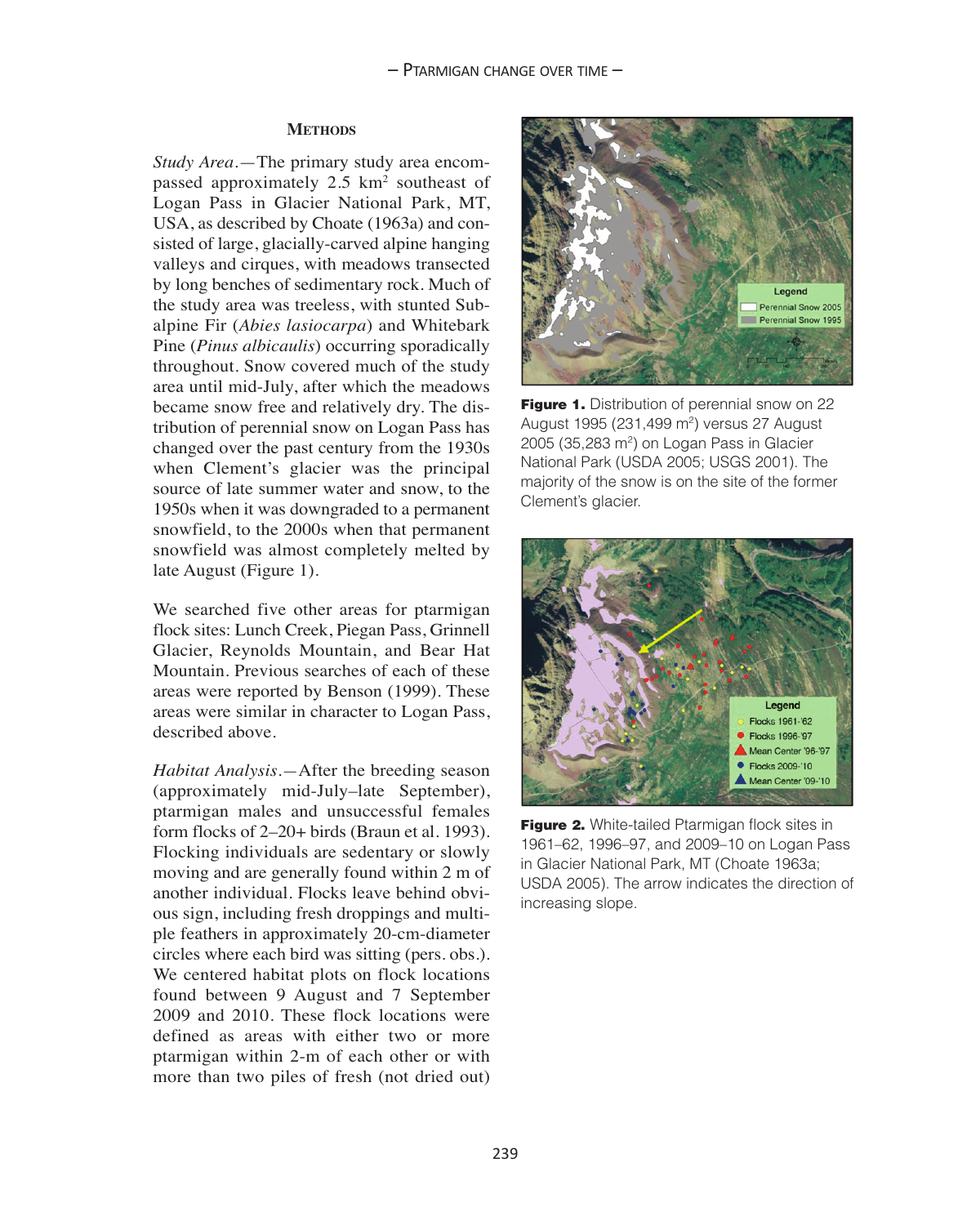## Methods

*Study Area*.—The primary study area encompassed approximately 2.5 km$^2$ southeast of Logan Pass in Glacier National Park, MT, USA, as described by Choate (1963a) and consisted of large, glacially-carved alpine hanging valleys and cirques, with meadows transected by long benches of sedimentary rock. Much of the study area was treeless, with stunted Subalpine Fir (*Abies lasiocarpa*) and Whitebark Pine (*Pinus albicaulis*) occurring sporadically throughout. Snow covered much of the study area until mid-July, after which the meadows became snow free and relatively dry. The distribution of perennial snow on Logan Pass has changed over the past century from the 1930s when Clement's glacier was the principal source of late summer water and snow, to the 1950s when it was downgraded to a permanent snowfield, to the 2000s when that permanent snowfield was almost completely melted by late August (Figure 1).

We searched five other areas for ptarmigan flock sites: Lunch Creek, Piegan Pass, Grinnell Glacier, Reynolds Mountain, and Bear Hat Mountain. Previous searches of each of these areas were reported by Benson (1999). These areas were similar in character to Logan Pass, described above.

*Habitat Analysis*.—After the breeding season (approximately mid-July–late September), ptarmigan males and unsuccessful females form flocks of 2–20+ birds (Braun et al. 1993). Flocking individuals are sedentary or slowly moving and are generally found within 2 m of another individual. Flocks leave behind obvious sign, including fresh droppings and multiple feathers in approximately 20-cm-diameter circles where each bird was sitting (pers. obs.). We centered habitat plots on flock locations found between 9 August and 7 September 2009 and 2010. These flock locations were defined as areas with either two or more ptarmigan within 2-m of each other or with more than two piles of fresh (not dried out)

**Figure 1.** Distribution of perennial snow on 22 August 1995 (231,499 m$^2$) versus 27 August 2005 (35,283 m$^2$) on Logan Pass in Glacier National Park (USDA 2005; USGS 2001). The majority of the snow is on the site of the former Clement's glacier.

**Figure 2.** White-tailed Ptarmigan flock sites in 1961–62, 1996–97, and 2009–10 on Logan Pass in Glacier National Park, MT (Choate 1963a; USDA 2005). The arrow indicates the direction of increasing slope.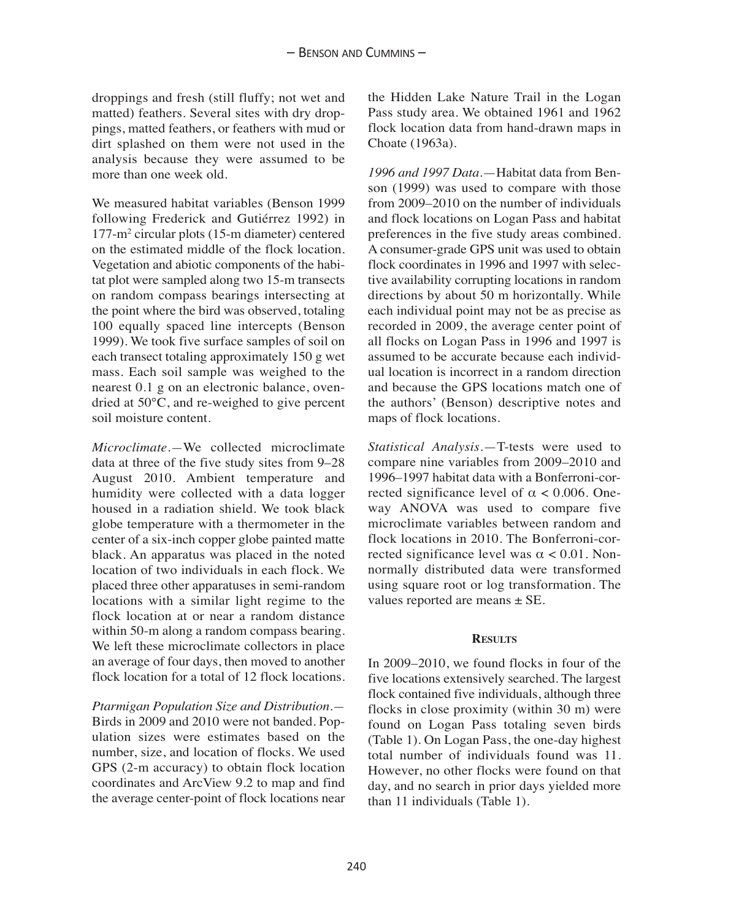droppings and fresh (still fluffy; not wet and matted) feathers. Several sites with dry droppings, matted feathers, or feathers with mud or dirt splashed on them were not used in the analysis because they were assumed to be more than one week old.

We measured habitat variables (Benson 1999 following Frederick and Gutiérrez 1992) in 177-$m^2$ circular plots (15-m diameter) centered on the estimated middle of the flock location. Vegetation and abiotic components of the habitat plot were sampled along two 15-m transects on random compass bearings intersecting at the point where the bird was observed, totaling 100 equally spaced line intercepts (Benson 1999). We took five surface samples of soil on each transect totaling approximately 150 g wet mass. Each soil sample was weighed to the nearest 0.1 g on an electronic balance, oven-dried at 50°C, and re-weighed to give percent soil moisture content.

*Microclimate.*—We collected microclimate data at three of the five study sites from 9–28 August 2010. Ambient temperature and humidity were collected with a data logger housed in a radiation shield. We took black globe temperature with a thermometer in the center of a six-inch copper globe painted matte black. An apparatus was placed in the noted location of two individuals in each flock. We placed three other apparatuses in semi-random locations with a similar light regime to the flock location at or near a random distance within 50-m along a random compass bearing. We left these microclimate collectors in place an average of four days, then moved to another flock location for a total of 12 flock locations.

*Ptarmigan Population Size and Distribution.*—Birds in 2009 and 2010 were not banded. Population sizes were estimates based on the number, size, and location of flocks. We used GPS (2-m accuracy) to obtain flock location coordinates and ArcView 9.2 to map and find the average center-point of flock locations near the Hidden Lake Nature Trail in the Logan Pass study area. We obtained 1961 and 1962 flock location data from hand-drawn maps in Choate (1963a).

*1996 and 1997 Data.*—Habitat data from Benson (1999) was used to compare with those from 2009–2010 on the number of individuals and flock locations on Logan Pass and habitat preferences in the five study areas combined. A consumer-grade GPS unit was used to obtain flock coordinates in 1996 and 1997 with selective availability corrupting locations in random directions by about 50 m horizontally. While each individual point may not be as precise as recorded in 2009, the average center point of all flocks on Logan Pass in 1996 and 1997 is assumed to be accurate because each individual location is incorrect in a random direction and because the GPS locations match one of the authors' (Benson) descriptive notes and maps of flock locations.

*Statistical Analysis.*—T-tests were used to compare nine variables from 2009–2010 and 1996–1997 habitat data with a Bonferroni-corrected significance level of $\alpha < 0.006$. One-way ANOVA was used to compare five microclimate variables between random and flock locations in 2010. The Bonferroni-corrected significance level was $\alpha < 0.01$. Non-normally distributed data were transformed using square root or log transformation. The values reported are means ± SE.

## Results

In 2009–2010, we found flocks in four of the five locations extensively searched. The largest flock contained five individuals, although three flocks in close proximity (within 30 m) were found on Logan Pass totaling seven birds (Table 1). On Logan Pass, the one-day highest total number of individuals found was 11. However, no other flocks were found on that day, and no search in prior days yielded more than 11 individuals (Table 1).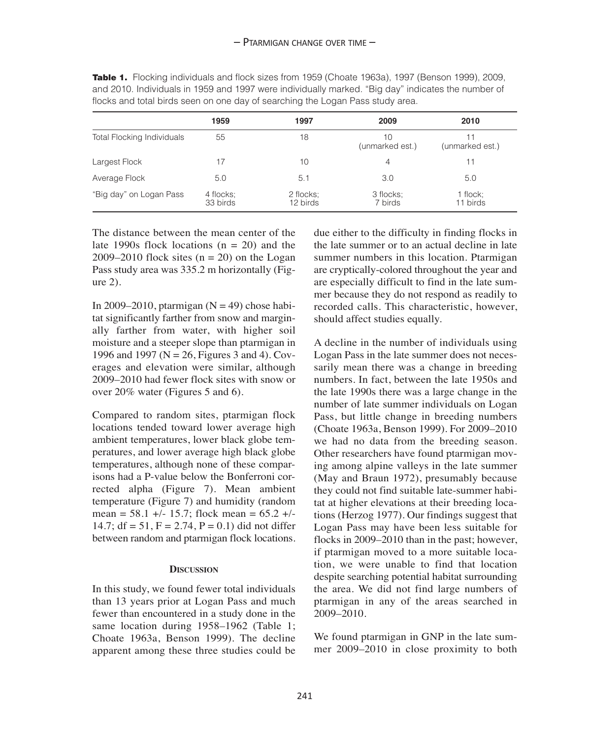**Table 1.** Flocking individuals and flock sizes from 1959 (Choate 1963a), 1997 (Benson 1999), 2009, and 2010. Individuals in 1959 and 1997 were individually marked. "Big day" indicates the number of flocks and total birds seen on one day of searching the Logan Pass study area.

| | 1959 | 1997 | 2009 | 2010 |
|---|---|---|---|---|
| Total Flocking Individuals | 55 | 18 | 10 (unmarked est.) | 11 (unmarked est.) |
| Largest Flock | 17 | 10 | 4 | 11 |
| Average Flock | 5.0 | 5.1 | 3.0 | 5.0 |
| "Big day" on Logan Pass | 4 flocks; 33 birds | 2 flocks; 12 birds | 3 flocks; 7 birds | 1 flock; 11 birds |

The distance between the mean center of the late 1990s flock locations (n = 20) and the 2009–2010 flock sites (n = 20) on the Logan Pass study area was 335.2 m horizontally (Figure 2).

In 2009–2010, ptarmigan (N = 49) chose habitat significantly farther from snow and marginally farther from water, with higher soil moisture and a steeper slope than ptarmigan in 1996 and 1997 (N = 26, Figures 3 and 4). Coverages and elevation were similar, although 2009–2010 had fewer flock sites with snow or over 20% water (Figures 5 and 6).

Compared to random sites, ptarmigan flock locations tended toward lower average high ambient temperatures, lower black globe temperatures, and lower average high black globe temperatures, although none of these comparisons had a P-value below the Bonferroni corrected alpha (Figure 7). Mean ambient temperature (Figure 7) and humidity (random mean = 58.1 +/- 15.7; flock mean = 65.2 +/- 14.7; df = 51, F = 2.74, P = 0.1) did not differ between random and ptarmigan flock locations.

## Discussion

In this study, we found fewer total individuals than 13 years prior at Logan Pass and much fewer than encountered in a study done in the same location during 1958–1962 (Table 1; Choate 1963a, Benson 1999). The decline apparent among these three studies could be due either to the difficulty in finding flocks in the late summer or to an actual decline in late summer numbers in this location. Ptarmigan are cryptically-colored throughout the year and are especially difficult to find in the late summer because they do not respond as readily to recorded calls. This characteristic, however, should affect studies equally.

A decline in the number of individuals using Logan Pass in the late summer does not necessarily mean there was a change in breeding numbers. In fact, between the late 1950s and the late 1990s there was a large change in the number of late summer individuals on Logan Pass, but little change in breeding numbers (Choate 1963a, Benson 1999). For 2009–2010 we had no data from the breeding season. Other researchers have found ptarmigan moving among alpine valleys in the late summer (May and Braun 1972), presumably because they could not find suitable late-summer habitat at higher elevations at their breeding locations (Herzog 1977). Our findings suggest that Logan Pass may have been less suitable for flocks in 2009–2010 than in the past; however, if ptarmigan moved to a more suitable location, we were unable to find that location despite searching potential habitat surrounding the area. We did not find large numbers of ptarmigan in any of the areas searched in 2009–2010.

We found ptarmigan in GNP in the late summer 2009–2010 in close proximity to both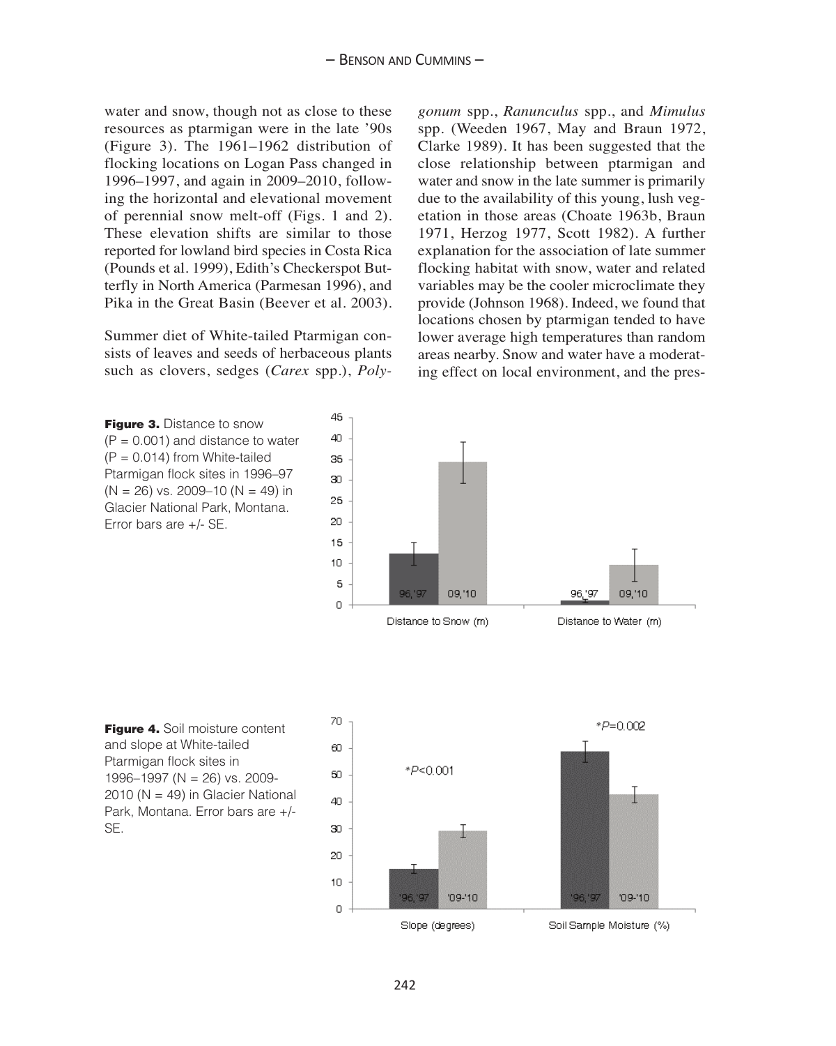water and snow, though not as close to these resources as ptarmigan were in the late '90s (Figure 3). The 1961–1962 distribution of flocking locations on Logan Pass changed in 1996–1997, and again in 2009–2010, following the horizontal and elevational movement of perennial snow melt-off (Figs. 1 and 2). These elevation shifts are similar to those reported for lowland bird species in Costa Rica (Pounds et al. 1999), Edith's Checkerspot Butterfly in North America (Parmesan 1996), and Pika in the Great Basin (Beever et al. 2003).

Summer diet of White-tailed Ptarmigan consists of leaves and seeds of herbaceous plants such as clovers, sedges (*Carex* spp.), *Polygonum* spp., *Ranunculus* spp., and *Mimulus* spp. (Weeden 1967, May and Braun 1972, Clarke 1989). It has been suggested that the close relationship between ptarmigan and water and snow in the late summer is primarily due to the availability of this young, lush vegetation in those areas (Choate 1963b, Braun 1971, Herzog 1977, Scott 1982). A further explanation for the association of late summer flocking habitat with snow, water and related variables may be the cooler microclimate they provide (Johnson 1968). Indeed, we found that locations chosen by ptarmigan tended to have lower average high temperatures than random areas nearby. Snow and water have a moderating effect on local environment, and the pres-

**Figure 3.** Distance to snow (P = 0.001) and distance to water (P = 0.014) from White-tailed Ptarmigan flock sites in 1996–97 (N = 26) vs. 2009–10 (N = 49) in Glacier National Park, Montana. Error bars are +/- SE.

**Figure 4.** Soil moisture content and slope at White-tailed Ptarmigan flock sites in 1996–1997 (N = 26) vs. 2009-2010 (N = 49) in Glacier National Park, Montana. Error bars are +/- SE.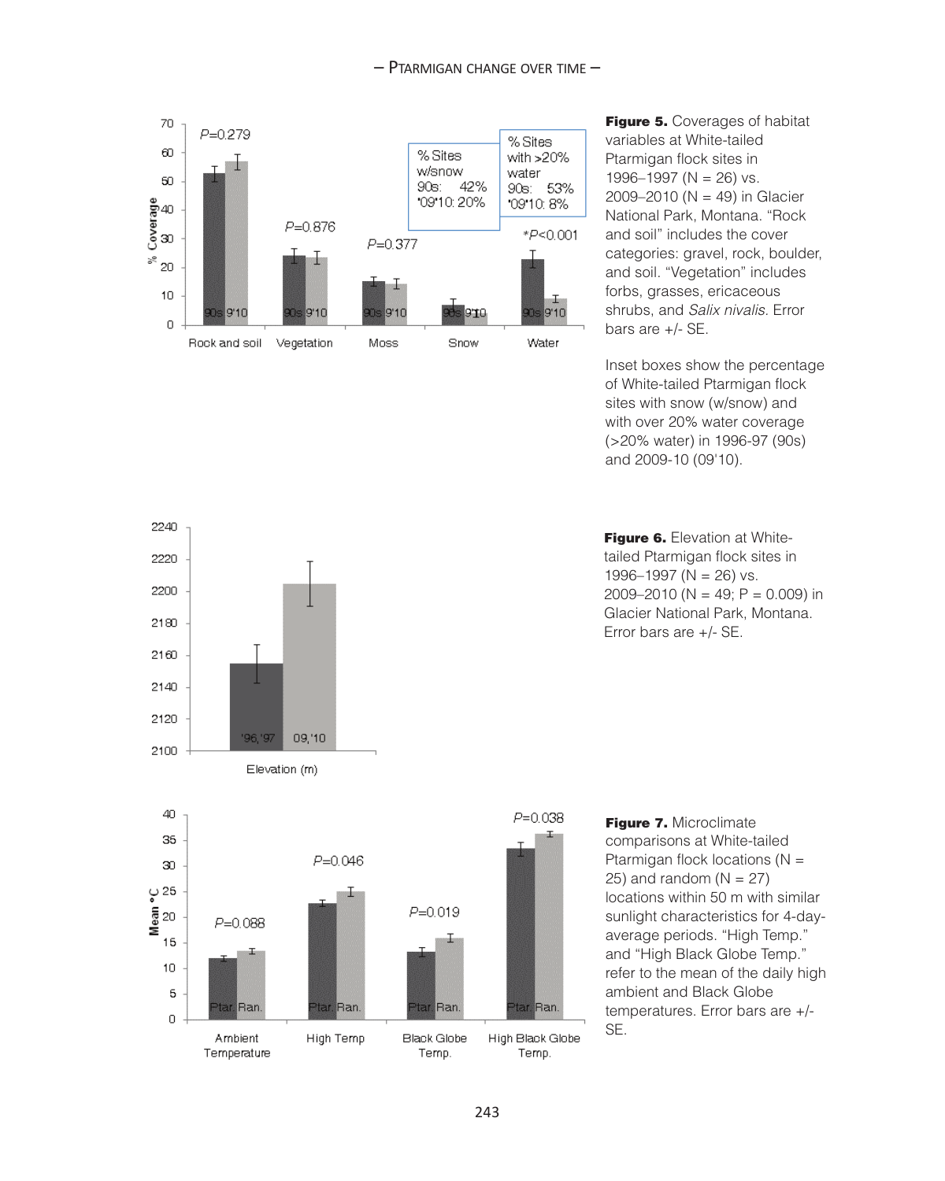**Figure 5.** Coverages of habitat variables at White-tailed Ptarmigan flock sites in 1996–1997 (N = 26) vs. 2009–2010 (N = 49) in Glacier National Park, Montana. "Rock and soil" includes the cover categories: gravel, rock, boulder, and soil. "Vegetation" includes forbs, grasses, ericaceous shrubs, and *Salix nivalis.* Error bars are +/- SE.

Inset boxes show the percentage of White-tailed Ptarmigan flock sites with snow (w/snow) and with over 20% water coverage (>20% water) in 1996-97 (90s) and 2009-10 (09'10).

**Figure 6.** Elevation at White-tailed Ptarmigan flock sites in 1996–1997 (N = 26) vs. 2009–2010 (N = 49; P = 0.009) in Glacier National Park, Montana. Error bars are +/- SE.

**Figure 7.** Microclimate comparisons at White-tailed Ptarmigan flock locations (N = 25) and random (N = 27) locations within 50 m with similar sunlight characteristics for 4-day-average periods. "High Temp." and "High Black Globe Temp." refer to the mean of the daily high ambient and Black Globe temperatures. Error bars are +/- SE.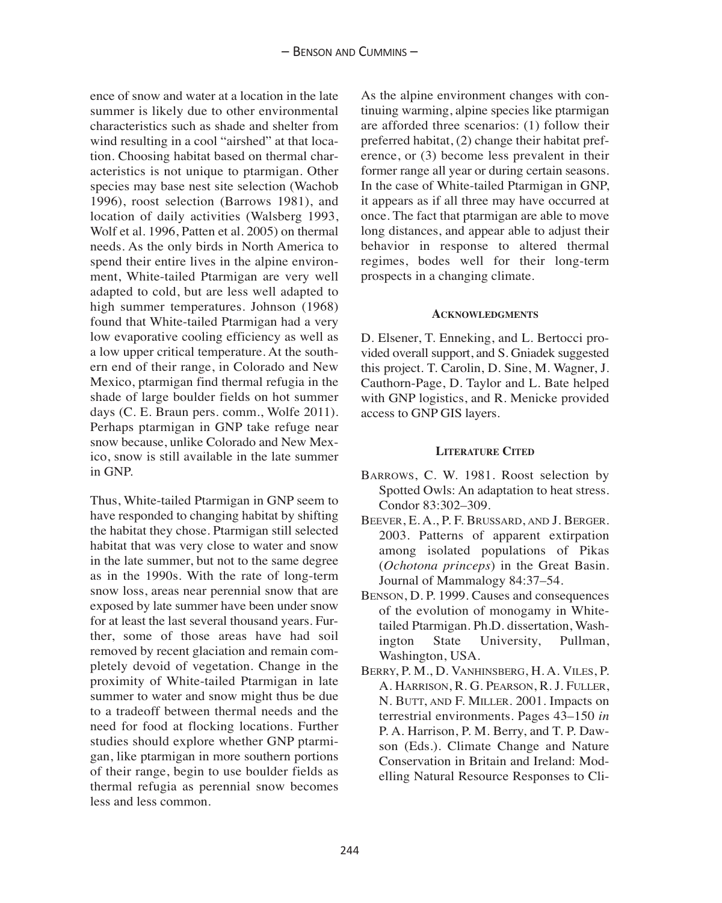ence of snow and water at a location in the late summer is likely due to other environmental characteristics such as shade and shelter from wind resulting in a cool "airshed" at that location. Choosing habitat based on thermal characteristics is not unique to ptarmigan. Other species may base nest site selection (Wachob 1996), roost selection (Barrows 1981), and location of daily activities (Walsberg 1993, Wolf et al. 1996, Patten et al. 2005) on thermal needs. As the only birds in North America to spend their entire lives in the alpine environment, White-tailed Ptarmigan are very well adapted to cold, but are less well adapted to high summer temperatures. Johnson (1968) found that White-tailed Ptarmigan had a very low evaporative cooling efficiency as well as a low upper critical temperature. At the southern end of their range, in Colorado and New Mexico, ptarmigan find thermal refugia in the shade of large boulder fields on hot summer days (C. E. Braun pers. comm., Wolfe 2011). Perhaps ptarmigan in GNP take refuge near snow because, unlike Colorado and New Mexico, snow is still available in the late summer in GNP.

Thus, White-tailed Ptarmigan in GNP seem to have responded to changing habitat by shifting the habitat they chose. Ptarmigan still selected habitat that was very close to water and snow in the late summer, but not to the same degree as in the 1990s. With the rate of long-term snow loss, areas near perennial snow that are exposed by late summer have been under snow for at least the last several thousand years. Further, some of those areas have had soil removed by recent glaciation and remain completely devoid of vegetation. Change in the proximity of White-tailed Ptarmigan in late summer to water and snow might thus be due to a tradeoff between thermal needs and the need for food at flocking locations. Further studies should explore whether GNP ptarmigan, like ptarmigan in more southern portions of their range, begin to use boulder fields as thermal refugia as perennial snow becomes less and less common.

As the alpine environment changes with continuing warming, alpine species like ptarmigan are afforded three scenarios: (1) follow their preferred habitat, (2) change their habitat preference, or (3) become less prevalent in their former range all year or during certain seasons. In the case of White-tailed Ptarmigan in GNP, it appears as if all three may have occurred at once. The fact that ptarmigan are able to move long distances, and appear able to adjust their behavior in response to altered thermal regimes, bodes well for their long-term prospects in a changing climate.

## Acknowledgments

D. Elsener, T. Enneking, and L. Bertocci provided overall support, and S. Gniadek suggested this project. T. Carolin, D. Sine, M. Wagner, J. Cauthorn-Page, D. Taylor and L. Bate helped with GNP logistics, and R. Menicke provided access to GNP GIS layers.

## Literature Cited

Barrows, C. W. 1981. Roost selection by Spotted Owls: An adaptation to heat stress. Condor 83:302–309.

Beever, E. A., P. F. Brussard, and J. Berger. 2003. Patterns of apparent extirpation among isolated populations of Pikas (*Ochotona princeps*) in the Great Basin. Journal of Mammalogy 84:37–54.

Benson, D. P. 1999. Causes and consequences of the evolution of monogamy in White-tailed Ptarmigan. Ph.D. dissertation, Washington State University, Pullman, Washington, USA.

Berry, P. M., D. Vanhinsberg, H. A. Viles, P. A. Harrison, R. G. Pearson, R. J. Fuller, N. Butt, and F. Miller. 2001. Impacts on terrestrial environments. Pages 43–150 *in* P. A. Harrison, P. M. Berry, and T. P. Dawson (Eds.). Climate Change and Nature Conservation in Britain and Ireland: Modelling Natural Resource Responses to Cli-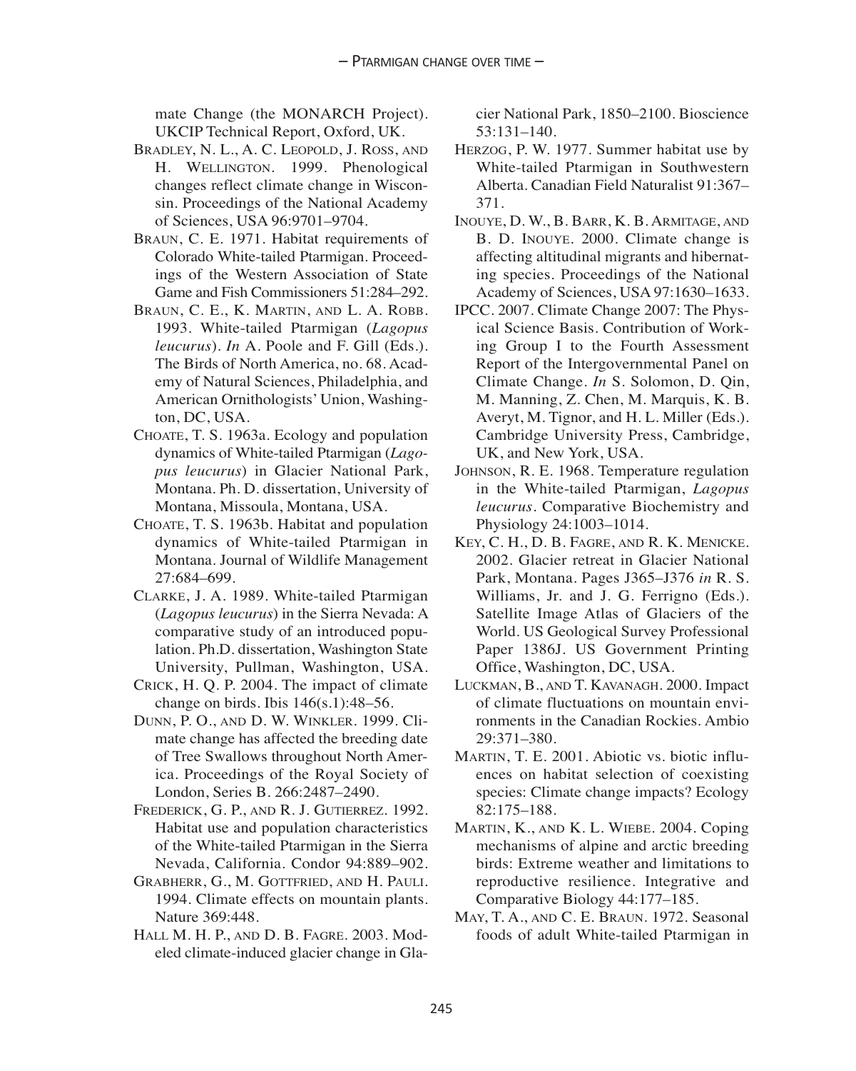mate Change (the MONARCH Project). UKCIP Technical Report, Oxford, UK.

Bradley, N. L., A. C. Leopold, J. Ross, and H. Wellington. 1999. Phenological changes reflect climate change in Wisconsin. Proceedings of the National Academy of Sciences, USA 96:9701–9704.

Braun, C. E. 1971. Habitat requirements of Colorado White-tailed Ptarmigan. Proceedings of the Western Association of State Game and Fish Commissioners 51:284–292.

Braun, C. E., K. Martin, and L. A. Robb. 1993. White-tailed Ptarmigan (*Lagopus leucurus*). *In* A. Poole and F. Gill (Eds.). The Birds of North America, no. 68. Academy of Natural Sciences, Philadelphia, and American Ornithologists' Union, Washington, DC, USA.

Choate, T. S. 1963a. Ecology and population dynamics of White-tailed Ptarmigan (*Lagopus leucurus*) in Glacier National Park, Montana. Ph. D. dissertation, University of Montana, Missoula, Montana, USA.

Choate, T. S. 1963b. Habitat and population dynamics of White-tailed Ptarmigan in Montana. Journal of Wildlife Management 27:684–699.

Clarke, J. A. 1989. White-tailed Ptarmigan (*Lagopus leucurus*) in the Sierra Nevada: A comparative study of an introduced population. Ph.D. dissertation, Washington State University, Pullman, Washington, USA.

Crick, H. Q. P. 2004. The impact of climate change on birds. Ibis 146(s.1):48–56.

Dunn, P. O., and D. W. Winkler. 1999. Climate change has affected the breeding date of Tree Swallows throughout North America. Proceedings of the Royal Society of London, Series B. 266:2487–2490.

Frederick, G. P., and R. J. Gutierrez. 1992. Habitat use and population characteristics of the White-tailed Ptarmigan in the Sierra Nevada, California. Condor 94:889–902.

Grabherr, G., M. Gottfried, and H. Pauli. 1994. Climate effects on mountain plants. Nature 369:448.

Hall M. H. P., and D. B. Fagre. 2003. Modeled climate-induced glacier change in Glacier National Park, 1850–2100. Bioscience 53:131–140.

Herzog, P. W. 1977. Summer habitat use by White-tailed Ptarmigan in Southwestern Alberta. Canadian Field Naturalist 91:367–371.

Inouye, D. W., B. Barr, K. B. Armitage, and B. D. Inouye. 2000. Climate change is affecting altitudinal migrants and hibernating species. Proceedings of the National Academy of Sciences, USA 97:1630–1633.

IPCC. 2007. Climate Change 2007: The Physical Science Basis. Contribution of Working Group I to the Fourth Assessment Report of the Intergovernmental Panel on Climate Change. *In* S. Solomon, D. Qin, M. Manning, Z. Chen, M. Marquis, K. B. Averyt, M. Tignor, and H. L. Miller (Eds.). Cambridge University Press, Cambridge, UK, and New York, USA.

Johnson, R. E. 1968. Temperature regulation in the White-tailed Ptarmigan, *Lagopus leucurus*. Comparative Biochemistry and Physiology 24:1003–1014.

Key, C. H., D. B. Fagre, and R. K. Menicke. 2002. Glacier retreat in Glacier National Park, Montana. Pages J365–J376 *in* R. S. Williams, Jr. and J. G. Ferrigno (Eds.). Satellite Image Atlas of Glaciers of the World. US Geological Survey Professional Paper 1386J. US Government Printing Office, Washington, DC, USA.

Luckman, B., and T. Kavanagh. 2000. Impact of climate fluctuations on mountain environments in the Canadian Rockies. Ambio 29:371–380.

Martin, T. E. 2001. Abiotic vs. biotic influences on habitat selection of coexisting species: Climate change impacts? Ecology 82:175–188.

Martin, K., and K. L. Wiebe. 2004. Coping mechanisms of alpine and arctic breeding birds: Extreme weather and limitations to reproductive resilience. Integrative and Comparative Biology 44:177–185.

May, T. A., and C. E. Braun. 1972. Seasonal foods of adult White-tailed Ptarmigan in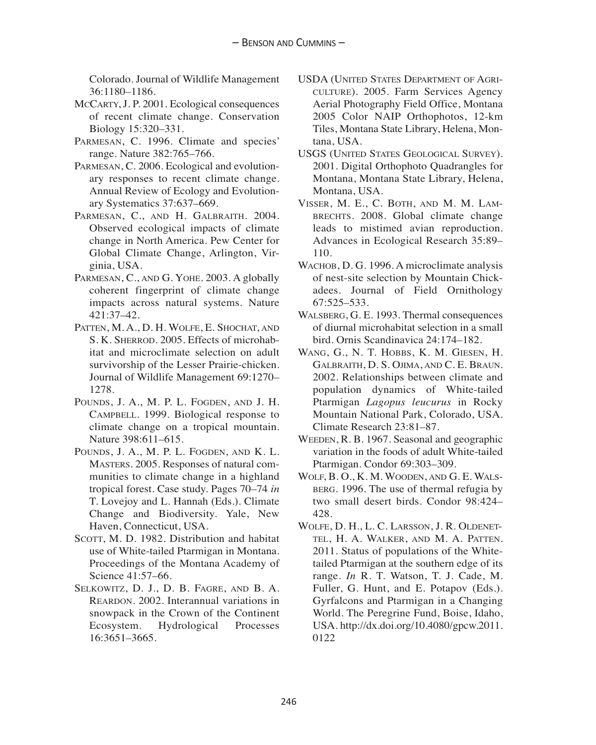Colorado. Journal of Wildlife Management 36:1180–1186.

McCarty, J. P. 2001. Ecological consequences of recent climate change. Conservation Biology 15:320–331.

Parmesan, C. 1996. Climate and species' range. Nature 382:765–766.

Parmesan, C. 2006. Ecological and evolutionary responses to recent climate change. Annual Review of Ecology and Evolutionary Systematics 37:637–669.

Parmesan, C., and H. Galbraith. 2004. Observed ecological impacts of climate change in North America. Pew Center for Global Climate Change, Arlington, Virginia, USA.

Parmesan, C., and G. Yohe. 2003. A globally coherent fingerprint of climate change impacts across natural systems. Nature 421:37–42.

Patten, M. A., D. H. Wolfe, E. Shochat, and S. K. Sherrod. 2005. Effects of microhabitat and microclimate selection on adult survivorship of the Lesser Prairie-chicken. Journal of Wildlife Management 69:1270–1278.

Pounds, J. A., M. P. L. Fogden, and J. H. Campbell. 1999. Biological response to climate change on a tropical mountain. Nature 398:611–615.

Pounds, J. A., M. P. L. Fogden, and K. L. Masters. 2005. Responses of natural communities to climate change in a highland tropical forest. Case study. Pages 70–74 *in* T. Lovejoy and L. Hannah (Eds.). Climate Change and Biodiversity. Yale, New Haven, Connecticut, USA.

Scott, M. D. 1982. Distribution and habitat use of White-tailed Ptarmigan in Montana. Proceedings of the Montana Academy of Science 41:57–66.

Selkowitz, D. J., D. B. Fagre, and B. A. Reardon. 2002. Interannual variations in snowpack in the Crown of the Continent Ecosystem. Hydrological Processes 16:3651–3665.

USDA (United States Department of Agriculture). 2005. Farm Services Agency Aerial Photography Field Office, Montana 2005 Color NAIP Orthophotos, 12-km Tiles, Montana State Library, Helena, Montana, USA.

USGS (United States Geological Survey). 2001. Digital Orthophoto Quadrangles for Montana, Montana State Library, Helena, Montana, USA.

Visser, M. E., C. Both, and M. M. Lambrechts. 2008. Global climate change leads to mistimed avian reproduction. Advances in Ecological Research 35:89–110.

Wachob, D. G. 1996. A microclimate analysis of nest-site selection by Mountain Chickadees. Journal of Field Ornithology 67:525–533.

Walsberg, G. E. 1993. Thermal consequences of diurnal microhabitat selection in a small bird. Ornis Scandinavica 24:174–182.

Wang, G., N. T. Hobbs, K. M. Giesen, H. Galbraith, D. S. Ojima, and C. E. Braun. 2002. Relationships between climate and population dynamics of White-tailed Ptarmigan *Lagopus leucurus* in Rocky Mountain National Park, Colorado, USA. Climate Research 23:81–87.

Weeden, R. B. 1967. Seasonal and geographic variation in the foods of adult White-tailed Ptarmigan. Condor 69:303–309.

Wolf, B. O., K. M. Wooden, and G. E. Walsberg. 1996. The use of thermal refugia by two small desert birds. Condor 98:424–428.

Wolfe, D. H., L. C. Larsson, J. R. Oldenettel, H. A. Walker, and M. A. Patten. 2011. Status of populations of the White-tailed Ptarmigan at the southern edge of its range. *In* R. T. Watson, T. J. Cade, M. Fuller, G. Hunt, and E. Potapov (Eds.). Gyrfalcons and Ptarmigan in a Changing World. The Peregrine Fund, Boise, Idaho, USA. http://dx.doi.org/10.4080/gpcw.2011.0122